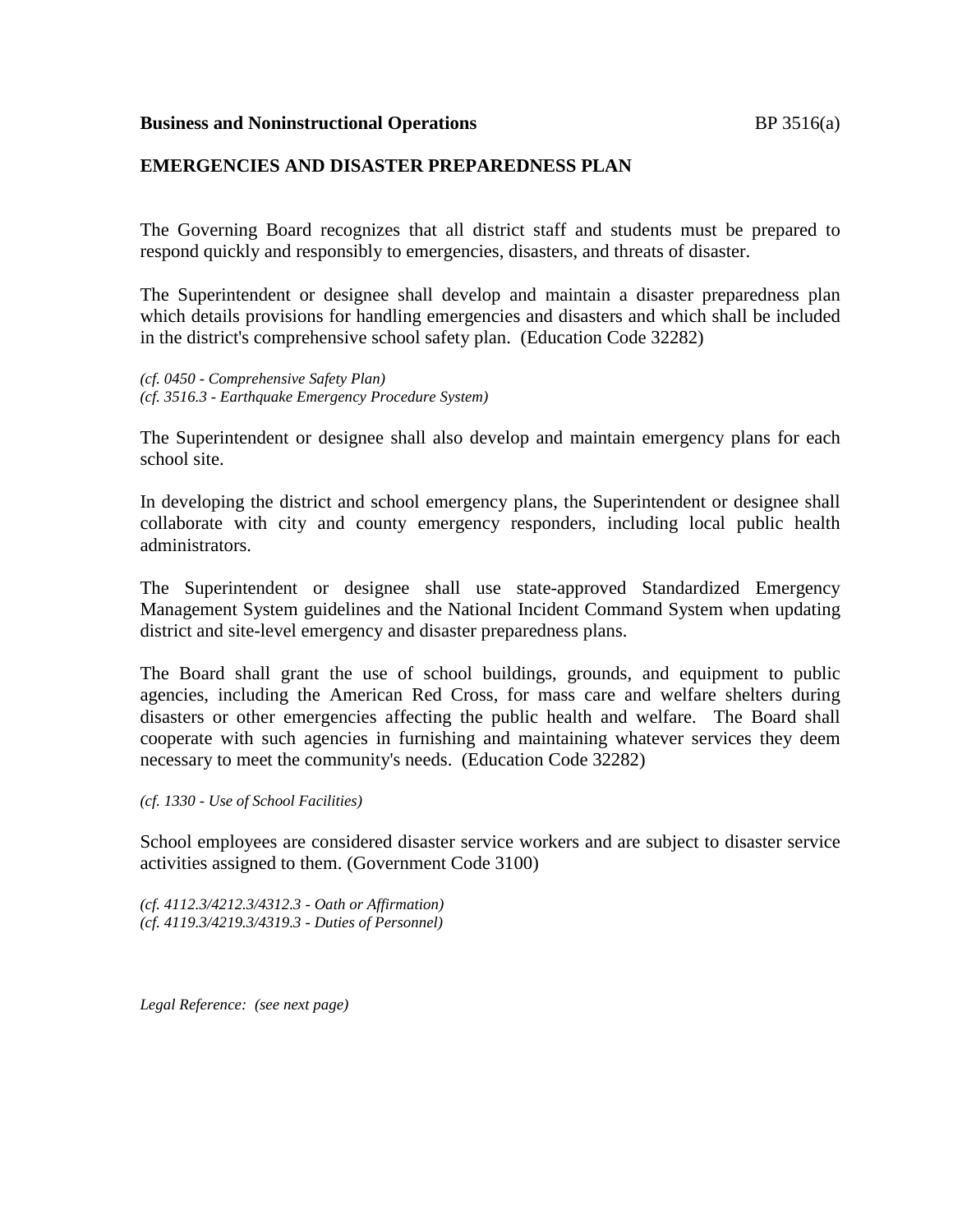**Business and Noninstructional Operations** BP 3516(a)

**EMERGENCIES AND DISASTER PREPAREDNESS PLAN**

The Governing Board recognizes that all district staff and students must be prepared to respond quickly and responsibly to emergencies, disasters, and threats of disaster.

The Superintendent or designee shall develop and maintain a disaster preparedness plan which details provisions for handling emergencies and disasters and which shall be included in the district's comprehensive school safety plan. (Education Code 32282)

*(cf. 0450 - Comprehensive Safety Plan)*
*(cf. 3516.3 - Earthquake Emergency Procedure System)*

The Superintendent or designee shall also develop and maintain emergency plans for each school site.

In developing the district and school emergency plans, the Superintendent or designee shall collaborate with city and county emergency responders, including local public health administrators.

The Superintendent or designee shall use state-approved Standardized Emergency Management System guidelines and the National Incident Command System when updating district and site-level emergency and disaster preparedness plans.

The Board shall grant the use of school buildings, grounds, and equipment to public agencies, including the American Red Cross, for mass care and welfare shelters during disasters or other emergencies affecting the public health and welfare. The Board shall cooperate with such agencies in furnishing and maintaining whatever services they deem necessary to meet the community's needs. (Education Code 32282)

*(cf. 1330 - Use of School Facilities)*

School employees are considered disaster service workers and are subject to disaster service activities assigned to them. (Government Code 3100)

*(cf. 4112.3/4212.3/4312.3 - Oath or Affirmation)*
*(cf. 4119.3/4219.3/4319.3 - Duties of Personnel)*

*Legal Reference: (see next page)*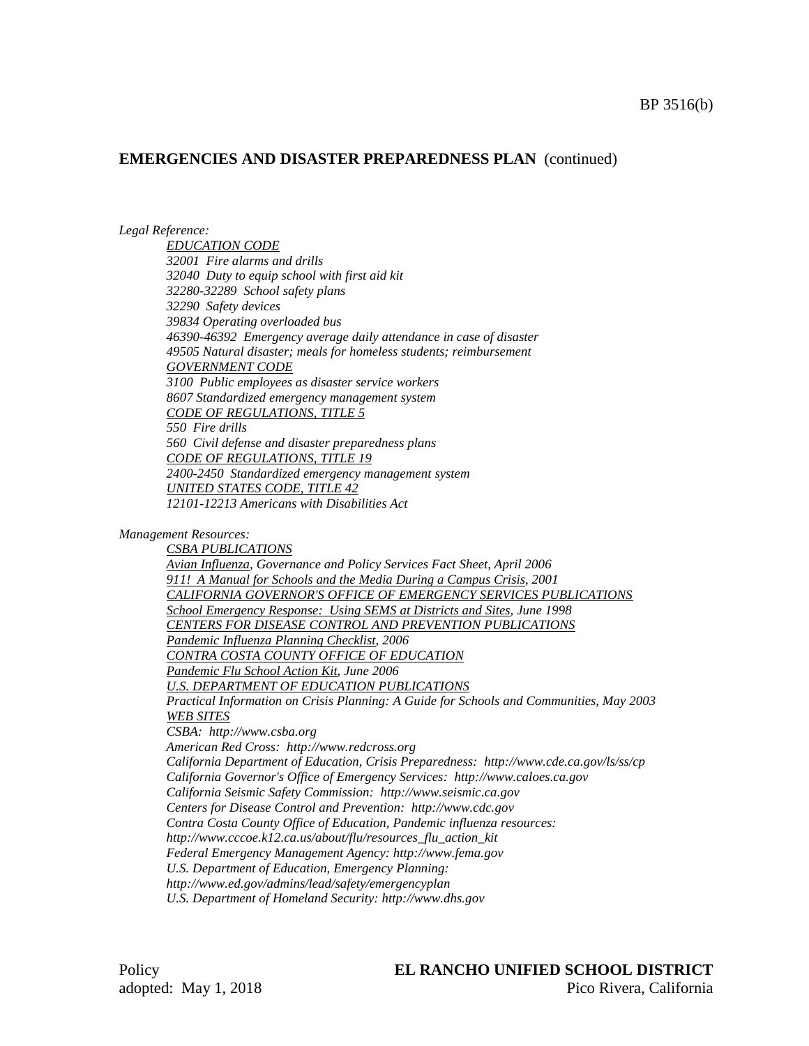**EMERGENCIES AND DISASTER PREPAREDNESS PLAN** (continued)

*Legal Reference:*

*EDUCATION CODE*
*32001 Fire alarms and drills*
*32040 Duty to equip school with first aid kit*
*32280-32289 School safety plans*
*32290 Safety devices*
*39834 Operating overloaded bus*
*46390-46392 Emergency average daily attendance in case of disaster*
*49505 Natural disaster; meals for homeless students; reimbursement*
*GOVERNMENT CODE*
*3100 Public employees as disaster service workers*
*8607 Standardized emergency management system*
*CODE OF REGULATIONS, TITLE 5*
*550 Fire drills*
*560 Civil defense and disaster preparedness plans*
*CODE OF REGULATIONS, TITLE 19*
*2400-2450 Standardized emergency management system*
*UNITED STATES CODE, TITLE 42*
*12101-12213 Americans with Disabilities Act*

*Management Resources:*

*CSBA PUBLICATIONS*
*Avian Influenza, Governance and Policy Services Fact Sheet, April 2006*
*911! A Manual for Schools and the Media During a Campus Crisis, 2001*
*CALIFORNIA GOVERNOR'S OFFICE OF EMERGENCY SERVICES PUBLICATIONS*
*School Emergency Response: Using SEMS at Districts and Sites, June 1998*
*CENTERS FOR DISEASE CONTROL AND PREVENTION PUBLICATIONS*
*Pandemic Influenza Planning Checklist, 2006*
*CONTRA COSTA COUNTY OFFICE OF EDUCATION*
*Pandemic Flu School Action Kit, June 2006*
*U.S. DEPARTMENT OF EDUCATION PUBLICATIONS*
*Practical Information on Crisis Planning: A Guide for Schools and Communities, May 2003*
*WEB SITES*
*CSBA: http://www.csba.org*
*American Red Cross: http://www.redcross.org*
*California Department of Education, Crisis Preparedness: http://www.cde.ca.gov/ls/ss/cp*
*California Governor's Office of Emergency Services: http://www.caloes.ca.gov*
*California Seismic Safety Commission: http://www.seismic.ca.gov*
*Centers for Disease Control and Prevention: http://www.cdc.gov*
*Contra Costa County Office of Education, Pandemic influenza resources: http://www.cccoe.k12.ca.us/about/flu/resources_flu_action_kit*
*Federal Emergency Management Agency: http://www.fema.gov*
*U.S. Department of Education, Emergency Planning: http://www.ed.gov/admins/lead/safety/emergencyplan*
*U.S. Department of Homeland Security: http://www.dhs.gov*

Policy
adopted: May 1, 2018

**EL RANCHO UNIFIED SCHOOL DISTRICT**
Pico Rivera, California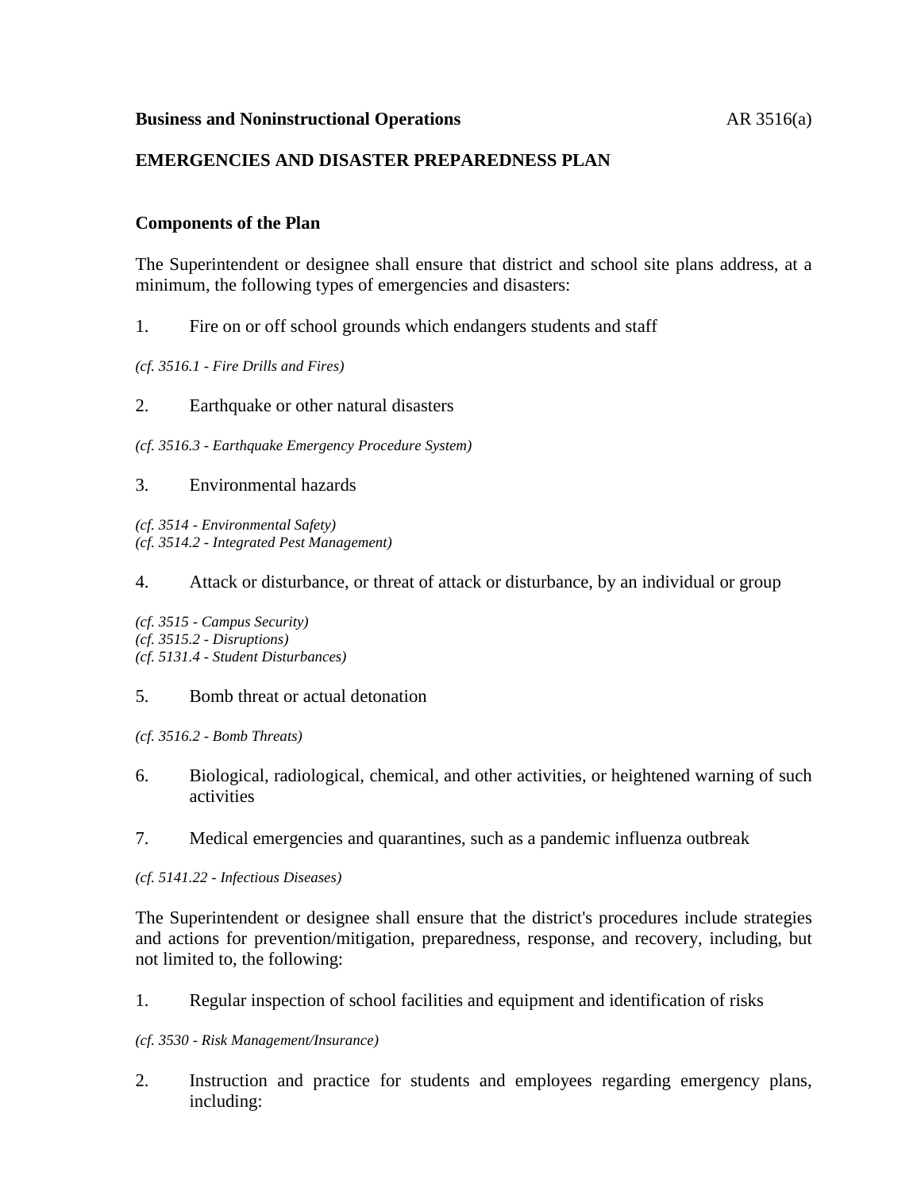**Business and Noninstructional Operations** AR 3516(a)

**EMERGENCIES AND DISASTER PREPAREDNESS PLAN**

**Components of the Plan**

The Superintendent or designee shall ensure that district and school site plans address, at a minimum, the following types of emergencies and disasters:

1. Fire on or off school grounds which endangers students and staff

*(cf. 3516.1 - Fire Drills and Fires)*

2. Earthquake or other natural disasters

*(cf. 3516.3 - Earthquake Emergency Procedure System)*

3. Environmental hazards

*(cf. 3514 - Environmental Safety)*
*(cf. 3514.2 - Integrated Pest Management)*

4. Attack or disturbance, or threat of attack or disturbance, by an individual or group

*(cf. 3515 - Campus Security)*
*(cf. 3515.2 - Disruptions)*
*(cf. 5131.4 - Student Disturbances)*

5. Bomb threat or actual detonation

*(cf. 3516.2 - Bomb Threats)*

6. Biological, radiological, chemical, and other activities, or heightened warning of such activities

7. Medical emergencies and quarantines, such as a pandemic influenza outbreak

*(cf. 5141.22 - Infectious Diseases)*

The Superintendent or designee shall ensure that the district's procedures include strategies and actions for prevention/mitigation, preparedness, response, and recovery, including, but not limited to, the following:

1. Regular inspection of school facilities and equipment and identification of risks

*(cf. 3530 - Risk Management/Insurance)*

2. Instruction and practice for students and employees regarding emergency plans, including: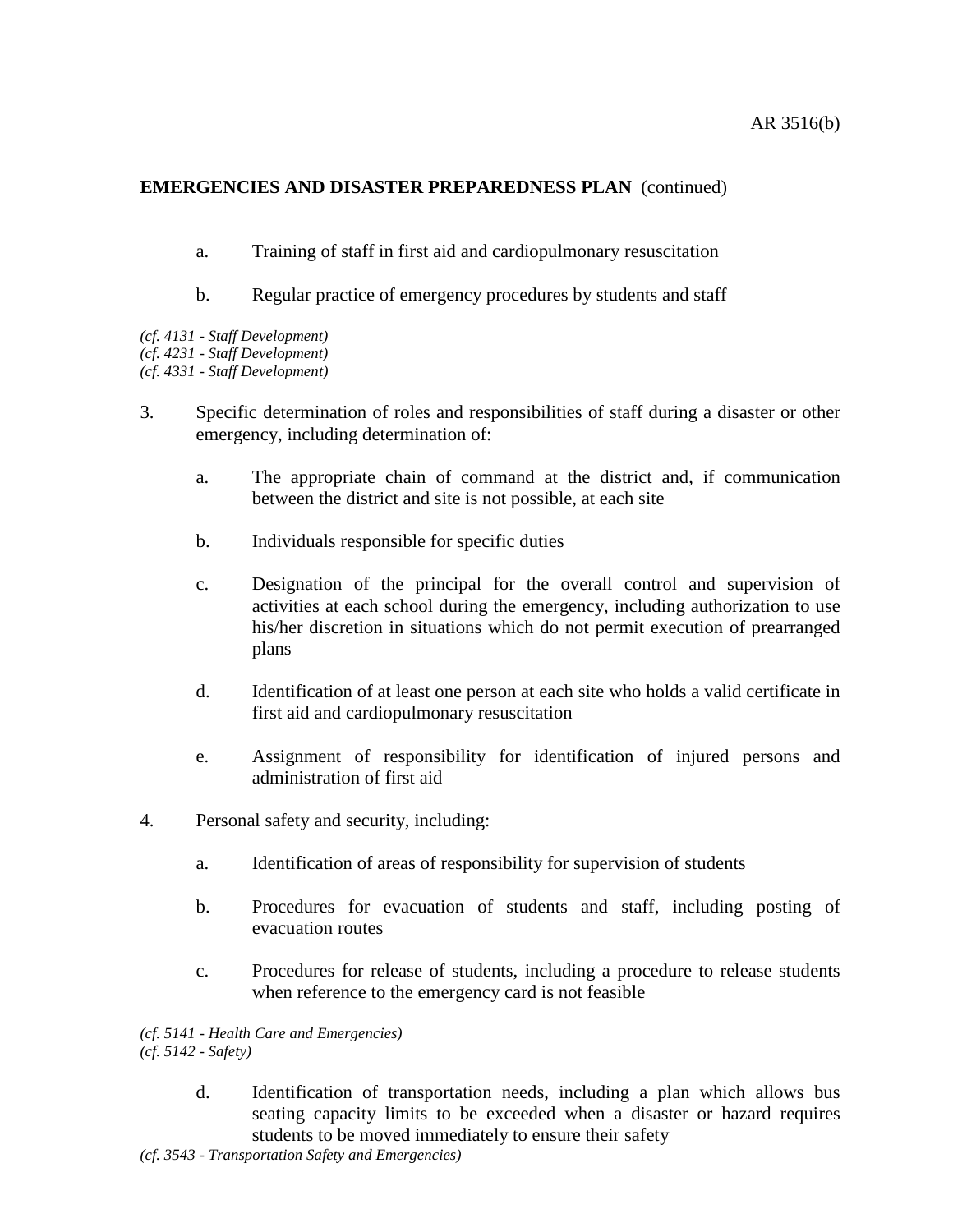**EMERGENCIES AND DISASTER PREPAREDNESS PLAN** (continued)

a. Training of staff in first aid and cardiopulmonary resuscitation

b. Regular practice of emergency procedures by students and staff

*(cf. 4131 - Staff Development)*
*(cf. 4231 - Staff Development)*
*(cf. 4331 - Staff Development)*

3. Specific determination of roles and responsibilities of staff during a disaster or other emergency, including determination of:

   a. The appropriate chain of command at the district and, if communication between the district and site is not possible, at each site

   b. Individuals responsible for specific duties

   c. Designation of the principal for the overall control and supervision of activities at each school during the emergency, including authorization to use his/her discretion in situations which do not permit execution of prearranged plans

   d. Identification of at least one person at each site who holds a valid certificate in first aid and cardiopulmonary resuscitation

   e. Assignment of responsibility for identification of injured persons and administration of first aid

4. Personal safety and security, including:

   a. Identification of areas of responsibility for supervision of students

   b. Procedures for evacuation of students and staff, including posting of evacuation routes

   c. Procedures for release of students, including a procedure to release students when reference to the emergency card is not feasible

*(cf. 5141 - Health Care and Emergencies)*
*(cf. 5142 - Safety)*

   d. Identification of transportation needs, including a plan which allows bus seating capacity limits to be exceeded when a disaster or hazard requires students to be moved immediately to ensure their safety

*(cf. 3543 - Transportation Safety and Emergencies)*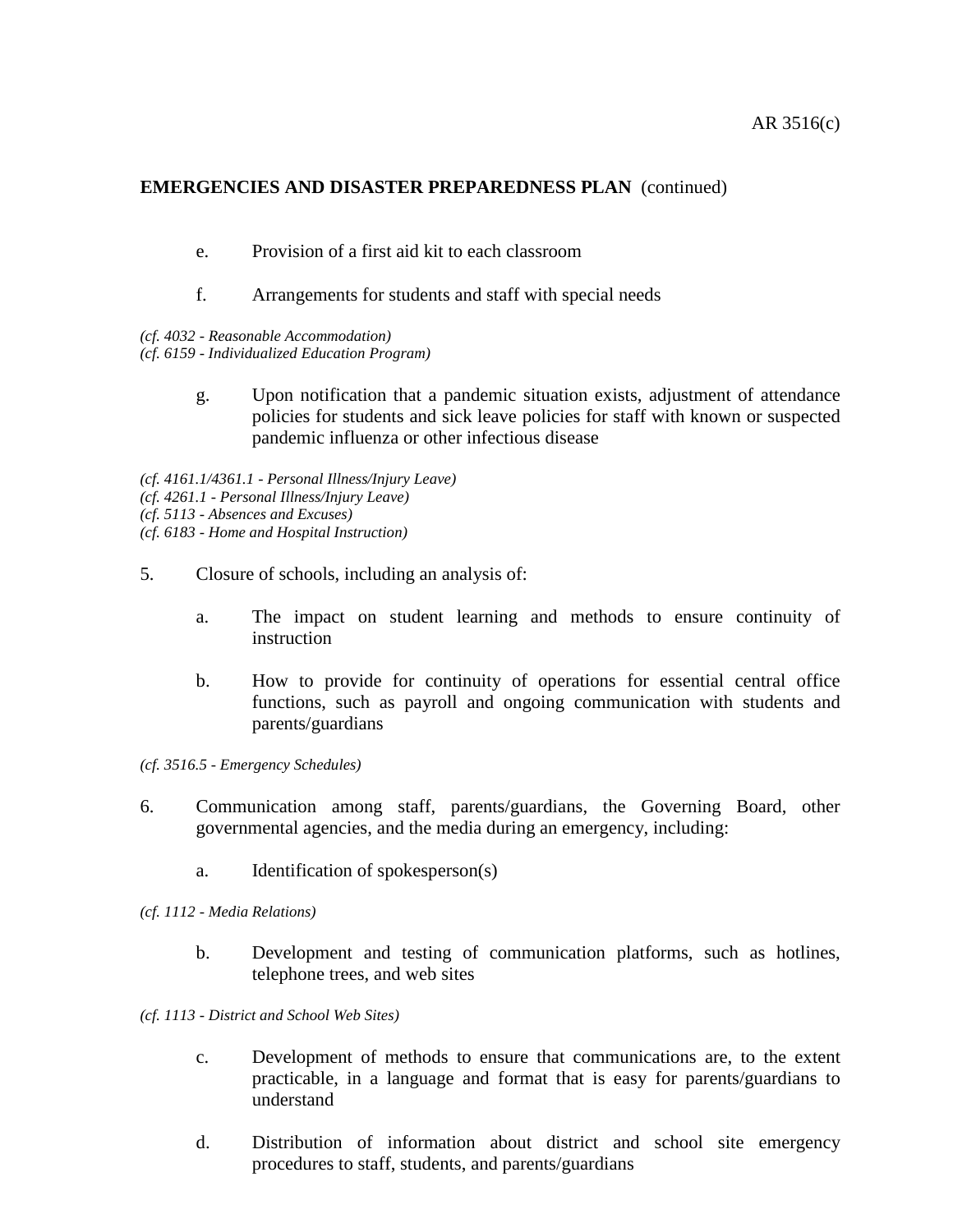**EMERGENCIES AND DISASTER PREPAREDNESS PLAN** (continued)

e. Provision of a first aid kit to each classroom

f. Arrangements for students and staff with special needs

*(cf. 4032 - Reasonable Accommodation)*
*(cf. 6159 - Individualized Education Program)*

g. Upon notification that a pandemic situation exists, adjustment of attendance policies for students and sick leave policies for staff with known or suspected pandemic influenza or other infectious disease

*(cf. 4161.1/4361.1 - Personal Illness/Injury Leave)*
*(cf. 4261.1 - Personal Illness/Injury Leave)*
*(cf. 5113 - Absences and Excuses)*
*(cf. 6183 - Home and Hospital Instruction)*

5. Closure of schools, including an analysis of:

   a. The impact on student learning and methods to ensure continuity of instruction

   b. How to provide for continuity of operations for essential central office functions, such as payroll and ongoing communication with students and parents/guardians

*(cf. 3516.5 - Emergency Schedules)*

6. Communication among staff, parents/guardians, the Governing Board, other governmental agencies, and the media during an emergency, including:

   a. Identification of spokesperson(s)

*(cf. 1112 - Media Relations)*

   b. Development and testing of communication platforms, such as hotlines, telephone trees, and web sites

*(cf. 1113 - District and School Web Sites)*

   c. Development of methods to ensure that communications are, to the extent practicable, in a language and format that is easy for parents/guardians to understand

   d. Distribution of information about district and school site emergency procedures to staff, students, and parents/guardians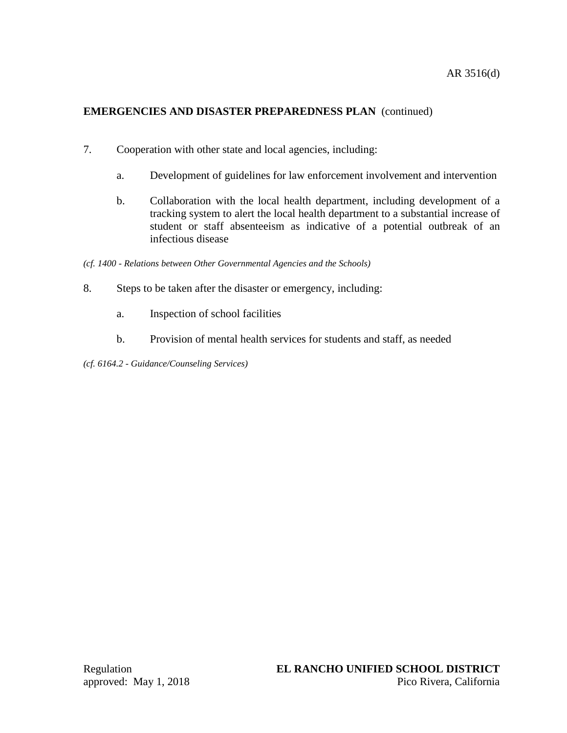**EMERGENCIES AND DISASTER PREPAREDNESS PLAN** (continued)

7. Cooperation with other state and local agencies, including:

    a. Development of guidelines for law enforcement involvement and intervention

    b. Collaboration with the local health department, including development of a tracking system to alert the local health department to a substantial increase of student or staff absenteeism as indicative of a potential outbreak of an infectious disease

*(cf. 1400 - Relations between Other Governmental Agencies and the Schools)*

8. Steps to be taken after the disaster or emergency, including:

    a. Inspection of school facilities

    b. Provision of mental health services for students and staff, as needed

*(cf. 6164.2 - Guidance/Counseling Services)*

Regulation **EL RANCHO UNIFIED SCHOOL DISTRICT**
approved: May 1, 2018 Pico Rivera, California